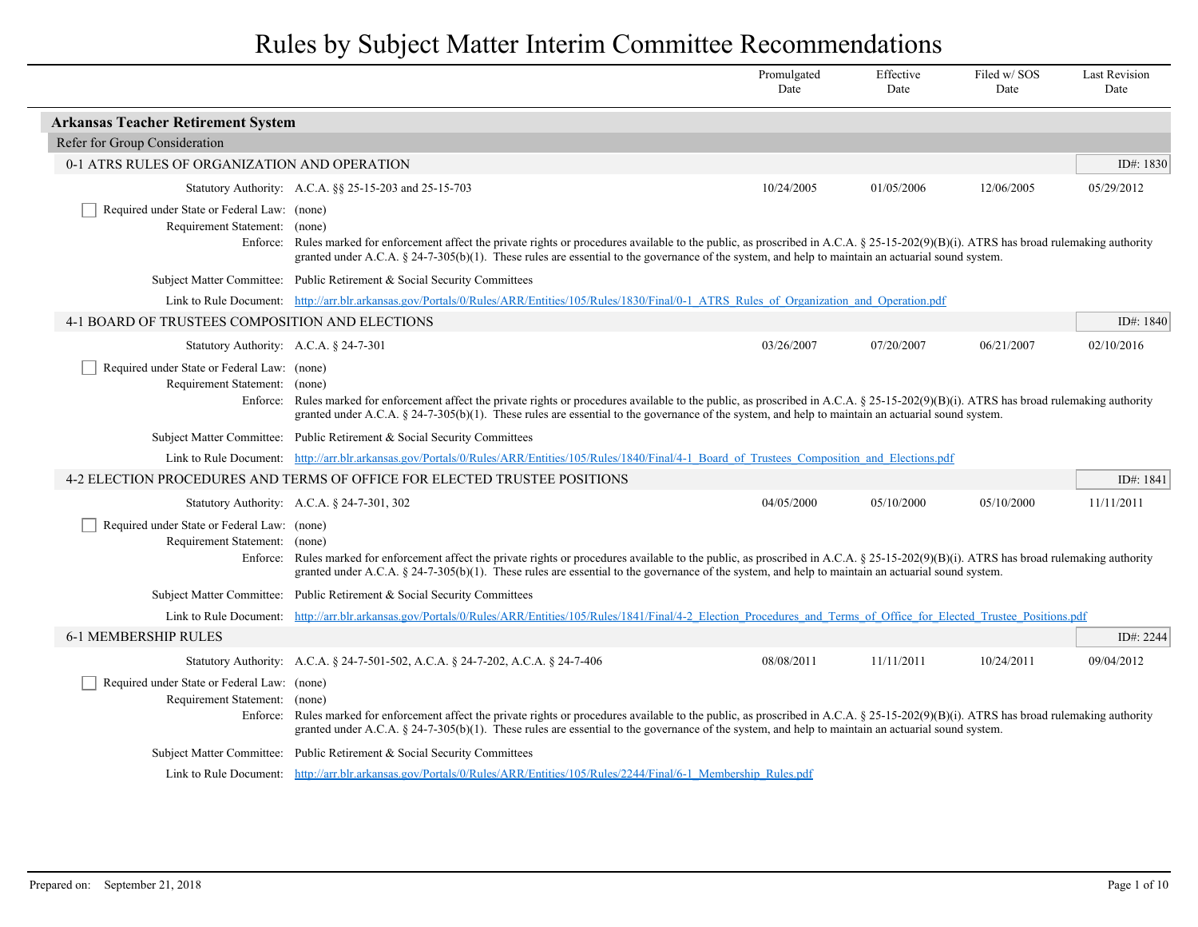# Rules by Subject Matter Interim Committee Recommendations

## Arkansas Teacher Retirement System

### Refer for Group Consideration

#### 0-1 ATRS RULES OF ORGANIZATION AND OPERATION

ID#: 1830

| Statutory Authority | Promulgated Date | Effective Date | Filed w/ SOS Date | Last Revision Date |
|---|---|---|---|---|
| A.C.A. §§ 25-15-203 and 25-15-703 | 10/24/2005 | 01/05/2006 | 12/06/2005 | 05/29/2012 |

- [ ] Required under State or Federal Law: (none)

Requirement Statement: (none)

Enforce: Rules marked for enforcement affect the private rights or procedures available to the public, as proscribed in A.C.A. § 25-15-202(9)(B)(i). ATRS has broad rulemaking authority granted under A.C.A. § 24-7-305(b)(1). These rules are essential to the governance of the system, and help to maintain an actuarial sound system.

Subject Matter Committee: Public Retirement & Social Security Committees

Link to Rule Document: http://arr.blr.arkansas.gov/Portals/0/Rules/ARR/Entities/105/Rules/1830/Final/0-1_ATRS_Rules_of_Organization_and_Operation.pdf

#### 4-1 BOARD OF TRUSTEES COMPOSITION AND ELECTIONS

ID#: 1840

| Statutory Authority | Promulgated Date | Effective Date | Filed w/ SOS Date | Last Revision Date |
|---|---|---|---|---|
| A.C.A. § 24-7-301 | 03/26/2007 | 07/20/2007 | 06/21/2007 | 02/10/2016 |

- [ ] Required under State or Federal Law: (none)

Requirement Statement: (none)

Enforce: Rules marked for enforcement affect the private rights or procedures available to the public, as proscribed in A.C.A. § 25-15-202(9)(B)(i). ATRS has broad rulemaking authority granted under A.C.A. § 24-7-305(b)(1). These rules are essential to the governance of the system, and help to maintain an actuarial sound system.

Subject Matter Committee: Public Retirement & Social Security Committees

Link to Rule Document: http://arr.blr.arkansas.gov/Portals/0/Rules/ARR/Entities/105/Rules/1840/Final/4-1_Board_of_Trustees_Composition_and_Elections.pdf

#### 4-2 ELECTION PROCEDURES AND TERMS OF OFFICE FOR ELECTED TRUSTEE POSITIONS

ID#: 1841

| Statutory Authority | Promulgated Date | Effective Date | Filed w/ SOS Date | Last Revision Date |
|---|---|---|---|---|
| A.C.A. § 24-7-301, 302 | 04/05/2000 | 05/10/2000 | 05/10/2000 | 11/11/2011 |

- [ ] Required under State or Federal Law: (none)

Requirement Statement: (none)

Enforce: Rules marked for enforcement affect the private rights or procedures available to the public, as proscribed in A.C.A. § 25-15-202(9)(B)(i). ATRS has broad rulemaking authority granted under A.C.A. § 24-7-305(b)(1). These rules are essential to the governance of the system, and help to maintain an actuarial sound system.

Subject Matter Committee: Public Retirement & Social Security Committees

Link to Rule Document: http://arr.blr.arkansas.gov/Portals/0/Rules/ARR/Entities/105/Rules/1841/Final/4-2_Election_Procedures_and_Terms_of_Office_for_Elected_Trustee_Positions.pdf

#### 6-1 MEMBERSHIP RULES

ID#: 2244

| Statutory Authority | Promulgated Date | Effective Date | Filed w/ SOS Date | Last Revision Date |
|---|---|---|---|---|
| A.C.A. § 24-7-501-502, A.C.A. § 24-7-202, A.C.A. § 24-7-406 | 08/08/2011 | 11/11/2011 | 10/24/2011 | 09/04/2012 |

- [ ] Required under State or Federal Law: (none)

Requirement Statement: (none)

Enforce: Rules marked for enforcement affect the private rights or procedures available to the public, as proscribed in A.C.A. § 25-15-202(9)(B)(i). ATRS has broad rulemaking authority granted under A.C.A. § 24-7-305(b)(1). These rules are essential to the governance of the system, and help to maintain an actuarial sound system.

Subject Matter Committee: Public Retirement & Social Security Committees

Link to Rule Document: http://arr.blr.arkansas.gov/Portals/0/Rules/ARR/Entities/105/Rules/2244/Final/6-1_Membership_Rules.pdf

Prepared on: September 21, 2018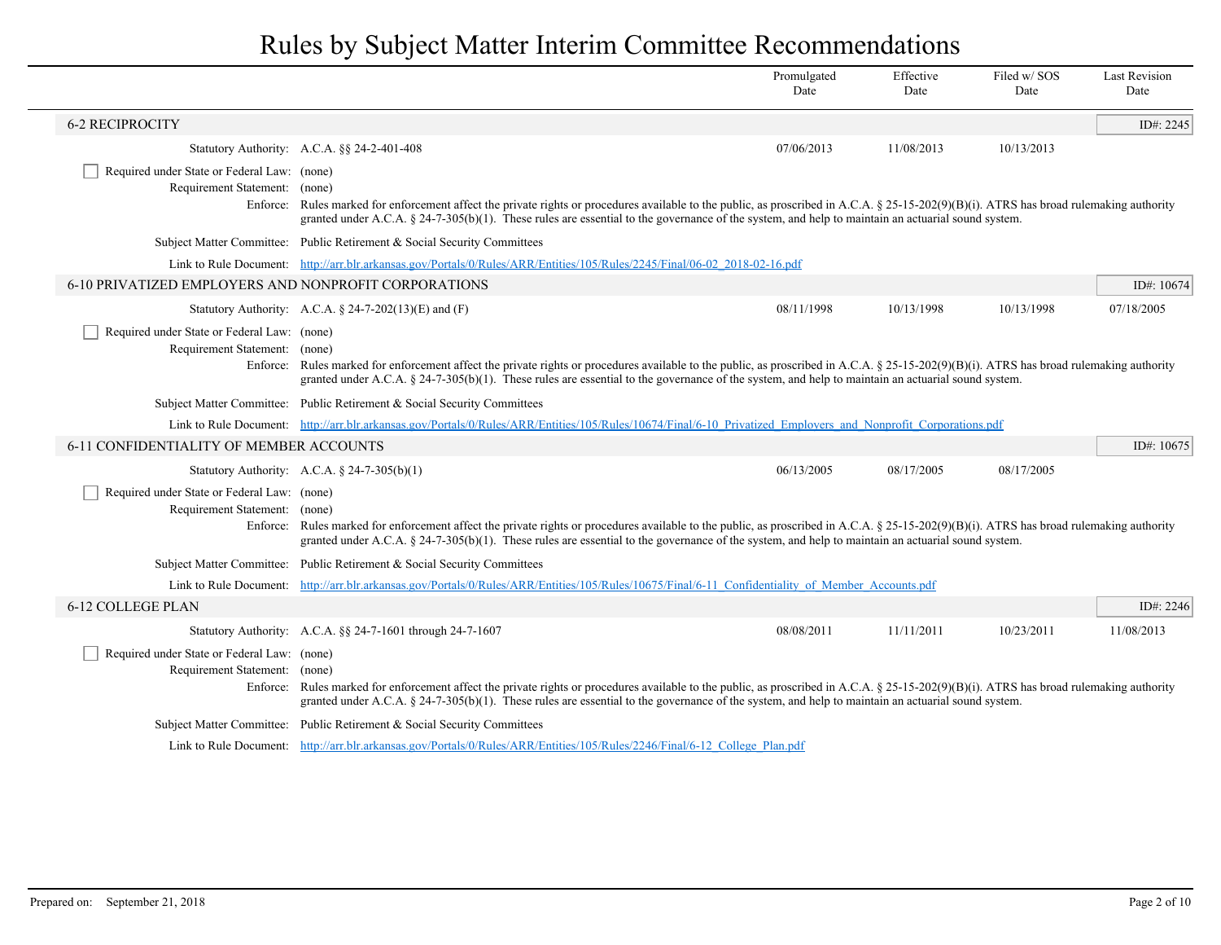# Rules by Subject Matter Interim Committee Recommendations

| | | Promulgated Date | Effective Date | Filed w/ SOS Date | Last Revision Date |
|---|---|---|---|---|---|

## 6-2 RECIPROCITY

ID#: 2245

| | | Promulgated Date | Effective Date | Filed w/ SOS Date | Last Revision Date |
|---|---|---|---|---|---|
| Statutory Authority: | A.C.A. §§ 24-2-401-408 | 07/06/2013 | 11/08/2013 | 10/13/2013 | |

☐ Required under State or Federal Law: (none)

Requirement Statement: (none)

Enforce: Rules marked for enforcement affect the private rights or procedures available to the public, as proscribed in A.C.A. § 25-15-202(9)(B)(i). ATRS has broad rulemaking authority granted under A.C.A. § 24-7-305(b)(1). These rules are essential to the governance of the system, and help to maintain an actuarial sound system.

Subject Matter Committee: Public Retirement & Social Security Committees

Link to Rule Document: http://arr.blr.arkansas.gov/Portals/0/Rules/ARR/Entities/105/Rules/2245/Final/06-02_2018-02-16.pdf

## 6-10 PRIVATIZED EMPLOYERS AND NONPROFIT CORPORATIONS

ID#: 10674

| | | Promulgated Date | Effective Date | Filed w/ SOS Date | Last Revision Date |
|---|---|---|---|---|---|
| Statutory Authority: | A.C.A. § 24-7-202(13)(E) and (F) | 08/11/1998 | 10/13/1998 | 10/13/1998 | 07/18/2005 |

☐ Required under State or Federal Law: (none)

Requirement Statement: (none)

Enforce: Rules marked for enforcement affect the private rights or procedures available to the public, as proscribed in A.C.A. § 25-15-202(9)(B)(i). ATRS has broad rulemaking authority granted under A.C.A. § 24-7-305(b)(1). These rules are essential to the governance of the system, and help to maintain an actuarial sound system.

Subject Matter Committee: Public Retirement & Social Security Committees

Link to Rule Document: http://arr.blr.arkansas.gov/Portals/0/Rules/ARR/Entities/105/Rules/10674/Final/6-10_Privatized_Employers_and_Nonprofit_Corporations.pdf

## 6-11 CONFIDENTIALITY OF MEMBER ACCOUNTS

ID#: 10675

| | | Promulgated Date | Effective Date | Filed w/ SOS Date | Last Revision Date |
|---|---|---|---|---|---|
| Statutory Authority: | A.C.A. § 24-7-305(b)(1) | 06/13/2005 | 08/17/2005 | 08/17/2005 | |

☐ Required under State or Federal Law: (none)

Requirement Statement: (none)

Enforce: Rules marked for enforcement affect the private rights or procedures available to the public, as proscribed in A.C.A. § 25-15-202(9)(B)(i). ATRS has broad rulemaking authority granted under A.C.A. § 24-7-305(b)(1). These rules are essential to the governance of the system, and help to maintain an actuarial sound system.

Subject Matter Committee: Public Retirement & Social Security Committees

Link to Rule Document: http://arr.blr.arkansas.gov/Portals/0/Rules/ARR/Entities/105/Rules/10675/Final/6-11_Confidentiality_of_Member_Accounts.pdf

## 6-12 COLLEGE PLAN

ID#: 2246

| | | Promulgated Date | Effective Date | Filed w/ SOS Date | Last Revision Date |
|---|---|---|---|---|---|
| Statutory Authority: | A.C.A. §§ 24-7-1601 through 24-7-1607 | 08/08/2011 | 11/11/2011 | 10/23/2011 | 11/08/2013 |

☐ Required under State or Federal Law: (none)

Requirement Statement: (none)

Enforce: Rules marked for enforcement affect the private rights or procedures available to the public, as proscribed in A.C.A. § 25-15-202(9)(B)(i). ATRS has broad rulemaking authority granted under A.C.A. § 24-7-305(b)(1). These rules are essential to the governance of the system, and help to maintain an actuarial sound system.

Subject Matter Committee: Public Retirement & Social Security Committees

Link to Rule Document: http://arr.blr.arkansas.gov/Portals/0/Rules/ARR/Entities/105/Rules/2246/Final/6-12_College_Plan.pdf

Prepared on: September 21, 2018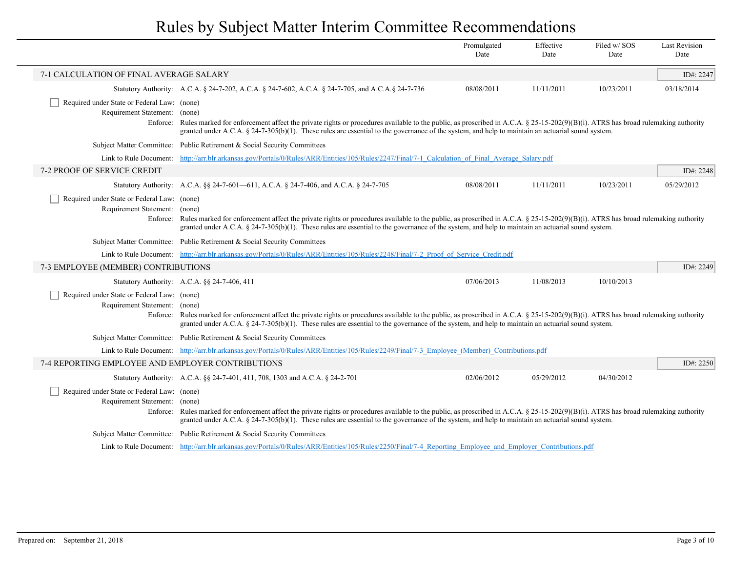# Rules by Subject Matter Interim Committee Recommendations

| | Promulgated Date | Effective Date | Filed w/ SOS Date | Last Revision Date |
|---|---|---|---|---|

## 7-1 CALCULATION OF FINAL AVERAGE SALARY

ID#: 2247

| | | Promulgated Date | Effective Date | Filed w/ SOS Date | Last Revision Date |
|---|---|---|---|---|---|
| Statutory Authority: | A.C.A. § 24-7-202, A.C.A. § 24-7-602, A.C.A. § 24-7-705, and A.C.A.§ 24-7-736 | 08/08/2011 | 11/11/2011 | 10/23/2011 | 03/18/2014 |

- [ ] Required under State or Federal Law: (none)

Requirement Statement: (none)

Enforce: Rules marked for enforcement affect the private rights or procedures available to the public, as proscribed in A.C.A. § 25-15-202(9)(B)(i). ATRS has broad rulemaking authority granted under A.C.A. § 24-7-305(b)(1). These rules are essential to the governance of the system, and help to maintain an actuarial sound system.

Subject Matter Committee: Public Retirement & Social Security Committees

Link to Rule Document: http://arr.blr.arkansas.gov/Portals/0/Rules/ARR/Entities/105/Rules/2247/Final/7-1_Calculation_of_Final_Average_Salary.pdf

## 7-2 PROOF OF SERVICE CREDIT

ID#: 2248

| | | Promulgated Date | Effective Date | Filed w/ SOS Date | Last Revision Date |
|---|---|---|---|---|---|
| Statutory Authority: | A.C.A. §§ 24-7-601—611, A.C.A. § 24-7-406, and A.C.A. § 24-7-705 | 08/08/2011 | 11/11/2011 | 10/23/2011 | 05/29/2012 |

- [ ] Required under State or Federal Law: (none)

Requirement Statement: (none)

Enforce: Rules marked for enforcement affect the private rights or procedures available to the public, as proscribed in A.C.A. § 25-15-202(9)(B)(i). ATRS has broad rulemaking authority granted under A.C.A. § 24-7-305(b)(1). These rules are essential to the governance of the system, and help to maintain an actuarial sound system.

Subject Matter Committee: Public Retirement & Social Security Committees

Link to Rule Document: http://arr.blr.arkansas.gov/Portals/0/Rules/ARR/Entities/105/Rules/2248/Final/7-2_Proof_of_Service_Credit.pdf

## 7-3 EMPLOYEE (MEMBER) CONTRIBUTIONS

ID#: 2249

| | | Promulgated Date | Effective Date | Filed w/ SOS Date | Last Revision Date |
|---|---|---|---|---|---|
| Statutory Authority: | A.C.A. §§ 24-7-406, 411 | 07/06/2013 | 11/08/2013 | 10/10/2013 | |

- [ ] Required under State or Federal Law: (none)

Requirement Statement: (none)

Enforce: Rules marked for enforcement affect the private rights or procedures available to the public, as proscribed in A.C.A. § 25-15-202(9)(B)(i). ATRS has broad rulemaking authority granted under A.C.A. § 24-7-305(b)(1). These rules are essential to the governance of the system, and help to maintain an actuarial sound system.

Subject Matter Committee: Public Retirement & Social Security Committees

Link to Rule Document: http://arr.blr.arkansas.gov/Portals/0/Rules/ARR/Entities/105/Rules/2249/Final/7-3_Employee_(Member)_Contributions.pdf

## 7-4 REPORTING EMPLOYEE AND EMPLOYER CONTRIBUTIONS

ID#: 2250

| | | Promulgated Date | Effective Date | Filed w/ SOS Date | Last Revision Date |
|---|---|---|---|---|---|
| Statutory Authority: | A.C.A. §§ 24-7-401, 411, 708, 1303 and A.C.A. § 24-2-701 | 02/06/2012 | 05/29/2012 | 04/30/2012 | |

- [ ] Required under State or Federal Law: (none)

Requirement Statement: (none)

Enforce: Rules marked for enforcement affect the private rights or procedures available to the public, as proscribed in A.C.A. § 25-15-202(9)(B)(i). ATRS has broad rulemaking authority granted under A.C.A. § 24-7-305(b)(1). These rules are essential to the governance of the system, and help to maintain an actuarial sound system.

Subject Matter Committee: Public Retirement & Social Security Committees

Link to Rule Document: http://arr.blr.arkansas.gov/Portals/0/Rules/ARR/Entities/105/Rules/2250/Final/7-4_Reporting_Employee_and_Employer_Contributions.pdf

Prepared on: September 21, 2018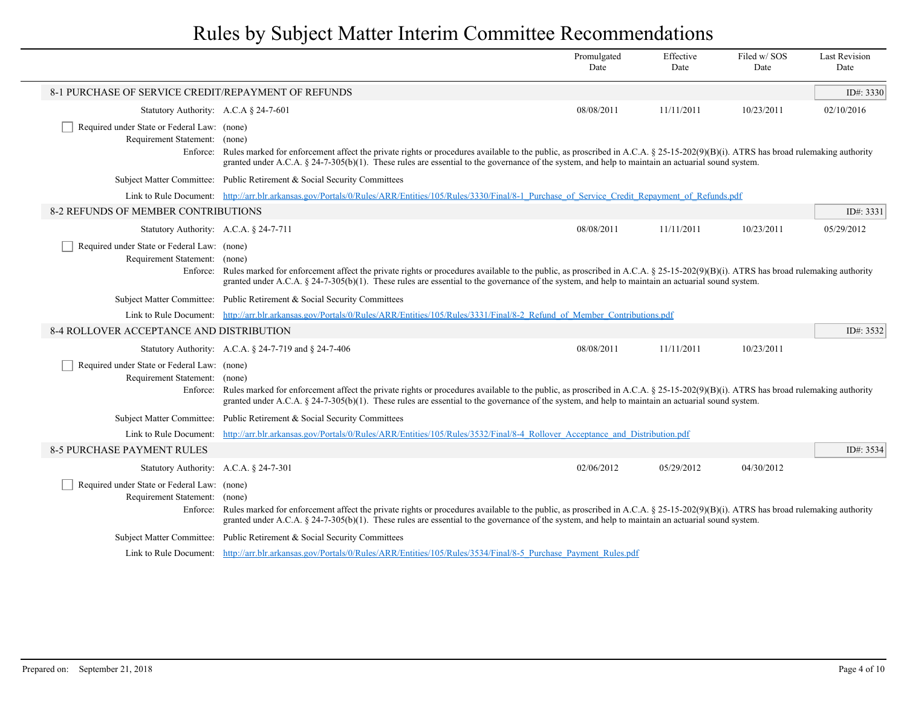# Rules by Subject Matter Interim Committee Recommendations

| | Promulgated Date | Effective Date | Filed w/ SOS Date | Last Revision Date |
|---|---|---|---|---|

## 8-1 PURCHASE OF SERVICE CREDIT/REPAYMENT OF REFUNDS

ID#: 3330

| | Promulgated Date | Effective Date | Filed w/ SOS Date | Last Revision Date |
|---|---|---|---|---|
| Statutory Authority: A.C.A § 24-7-601 | 08/08/2011 | 11/11/2011 | 10/23/2011 | 02/10/2016 |

- [ ] Required under State or Federal Law: (none)

Requirement Statement: (none)

Enforce: Rules marked for enforcement affect the private rights or procedures available to the public, as proscribed in A.C.A. § 25-15-202(9)(B)(i). ATRS has broad rulemaking authority granted under A.C.A. § 24-7-305(b)(1). These rules are essential to the governance of the system, and help to maintain an actuarial sound system.

Subject Matter Committee: Public Retirement & Social Security Committees

Link to Rule Document: http://arr.blr.arkansas.gov/Portals/0/Rules/ARR/Entities/105/Rules/3330/Final/8-1_Purchase_of_Service_Credit_Repayment_of_Refunds.pdf

## 8-2 REFUNDS OF MEMBER CONTRIBUTIONS

ID#: 3331

| | Promulgated Date | Effective Date | Filed w/ SOS Date | Last Revision Date |
|---|---|---|---|---|
| Statutory Authority: A.C.A. § 24-7-711 | 08/08/2011 | 11/11/2011 | 10/23/2011 | 05/29/2012 |

- [ ] Required under State or Federal Law: (none)

Requirement Statement: (none)

Enforce: Rules marked for enforcement affect the private rights or procedures available to the public, as proscribed in A.C.A. § 25-15-202(9)(B)(i). ATRS has broad rulemaking authority granted under A.C.A. § 24-7-305(b)(1). These rules are essential to the governance of the system, and help to maintain an actuarial sound system.

Subject Matter Committee: Public Retirement & Social Security Committees

Link to Rule Document: http://arr.blr.arkansas.gov/Portals/0/Rules/ARR/Entities/105/Rules/3331/Final/8-2_Refund_of_Member_Contributions.pdf

## 8-4 ROLLOVER ACCEPTANCE AND DISTRIBUTION

ID#: 3532

| | Promulgated Date | Effective Date | Filed w/ SOS Date | Last Revision Date |
|---|---|---|---|---|
| Statutory Authority: A.C.A. § 24-7-719 and § 24-7-406 | 08/08/2011 | 11/11/2011 | 10/23/2011 | |

- [ ] Required under State or Federal Law: (none)

Requirement Statement: (none)

Enforce: Rules marked for enforcement affect the private rights or procedures available to the public, as proscribed in A.C.A. § 25-15-202(9)(B)(i). ATRS has broad rulemaking authority granted under A.C.A. § 24-7-305(b)(1). These rules are essential to the governance of the system, and help to maintain an actuarial sound system.

Subject Matter Committee: Public Retirement & Social Security Committees

Link to Rule Document: http://arr.blr.arkansas.gov/Portals/0/Rules/ARR/Entities/105/Rules/3532/Final/8-4_Rollover_Acceptance_and_Distribution.pdf

## 8-5 PURCHASE PAYMENT RULES

ID#: 3534

| | Promulgated Date | Effective Date | Filed w/ SOS Date | Last Revision Date |
|---|---|---|---|---|
| Statutory Authority: A.C.A. § 24-7-301 | 02/06/2012 | 05/29/2012 | 04/30/2012 | |

- [ ] Required under State or Federal Law: (none)

Requirement Statement: (none)

Enforce: Rules marked for enforcement affect the private rights or procedures available to the public, as proscribed in A.C.A. § 25-15-202(9)(B)(i). ATRS has broad rulemaking authority granted under A.C.A. § 24-7-305(b)(1). These rules are essential to the governance of the system, and help to maintain an actuarial sound system.

Subject Matter Committee: Public Retirement & Social Security Committees

Link to Rule Document: http://arr.blr.arkansas.gov/Portals/0/Rules/ARR/Entities/105/Rules/3534/Final/8-5_Purchase_Payment_Rules.pdf

Prepared on: September 21, 2018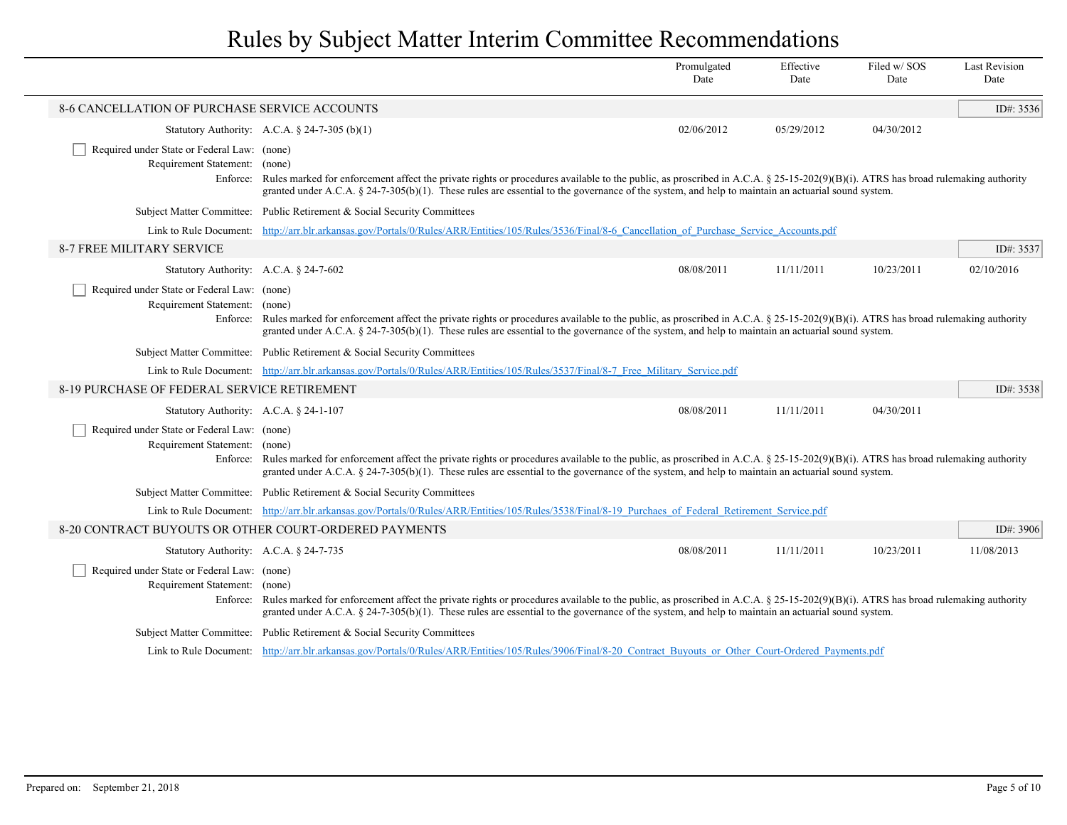# Rules by Subject Matter Interim Committee Recommendations

| | Promulgated Date | Effective Date | Filed w/ SOS Date | Last Revision Date |
|---|---|---|---|---|

## 8-6 CANCELLATION OF PURCHASE SERVICE ACCOUNTS

ID#: 3536

| Statutory Authority: A.C.A. § 24-7-305 (b)(1) | 02/06/2012 | 05/29/2012 | 04/30/2012 | |
|---|---|---|---|---|

- [ ] Required under State or Federal Law: (none)

Requirement Statement: (none)

Enforce: Rules marked for enforcement affect the private rights or procedures available to the public, as proscribed in A.C.A. § 25-15-202(9)(B)(i). ATRS has broad rulemaking authority granted under A.C.A. § 24-7-305(b)(1). These rules are essential to the governance of the system, and help to maintain an actuarial sound system.

Subject Matter Committee: Public Retirement & Social Security Committees

Link to Rule Document: http://arr.blr.arkansas.gov/Portals/0/Rules/ARR/Entities/105/Rules/3536/Final/8-6_Cancellation_of_Purchase_Service_Accounts.pdf

## 8-7 FREE MILITARY SERVICE

ID#: 3537

| Statutory Authority: A.C.A. § 24-7-602 | 08/08/2011 | 11/11/2011 | 10/23/2011 | 02/10/2016 |
|---|---|---|---|---|

- [ ] Required under State or Federal Law: (none)

Requirement Statement: (none)

Enforce: Rules marked for enforcement affect the private rights or procedures available to the public, as proscribed in A.C.A. § 25-15-202(9)(B)(i). ATRS has broad rulemaking authority granted under A.C.A. § 24-7-305(b)(1). These rules are essential to the governance of the system, and help to maintain an actuarial sound system.

Subject Matter Committee: Public Retirement & Social Security Committees

Link to Rule Document: http://arr.blr.arkansas.gov/Portals/0/Rules/ARR/Entities/105/Rules/3537/Final/8-7_Free_Military_Service.pdf

## 8-19 PURCHASE OF FEDERAL SERVICE RETIREMENT

ID#: 3538

| Statutory Authority: A.C.A. § 24-1-107 | 08/08/2011 | 11/11/2011 | 04/30/2011 | |
|---|---|---|---|---|

- [ ] Required under State or Federal Law: (none)

Requirement Statement: (none)

Enforce: Rules marked for enforcement affect the private rights or procedures available to the public, as proscribed in A.C.A. § 25-15-202(9)(B)(i). ATRS has broad rulemaking authority granted under A.C.A. § 24-7-305(b)(1). These rules are essential to the governance of the system, and help to maintain an actuarial sound system.

Subject Matter Committee: Public Retirement & Social Security Committees

Link to Rule Document: http://arr.blr.arkansas.gov/Portals/0/Rules/ARR/Entities/105/Rules/3538/Final/8-19_Purchaes_of_Federal_Retirement_Service.pdf

## 8-20 CONTRACT BUYOUTS OR OTHER COURT-ORDERED PAYMENTS

ID#: 3906

| Statutory Authority: A.C.A. § 24-7-735 | 08/08/2011 | 11/11/2011 | 10/23/2011 | 11/08/2013 |
|---|---|---|---|---|

- [ ] Required under State or Federal Law: (none)

Requirement Statement: (none)

Enforce: Rules marked for enforcement affect the private rights or procedures available to the public, as proscribed in A.C.A. § 25-15-202(9)(B)(i). ATRS has broad rulemaking authority granted under A.C.A. § 24-7-305(b)(1). These rules are essential to the governance of the system, and help to maintain an actuarial sound system.

Subject Matter Committee: Public Retirement & Social Security Committees

Link to Rule Document: http://arr.blr.arkansas.gov/Portals/0/Rules/ARR/Entities/105/Rules/3906/Final/8-20_Contract_Buyouts_or_Other_Court-Ordered_Payments.pdf

Prepared on: September 21, 2018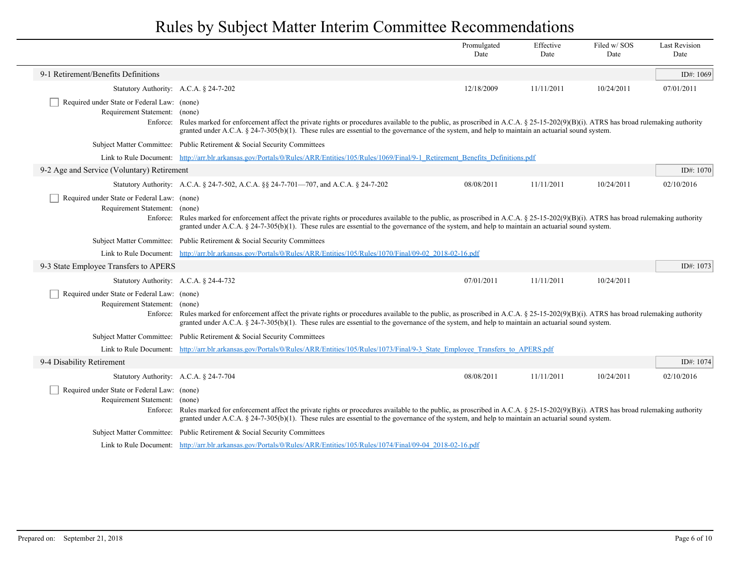# Rules by Subject Matter Interim Committee Recommendations

| | Promulgated Date | Effective Date | Filed w/ SOS Date | Last Revision Date |
|---|---|---|---|---|

## 9-1 Retirement/Benefits Definitions

ID#: 1069

| | Promulgated Date | Effective Date | Filed w/ SOS Date | Last Revision Date |
|---|---|---|---|---|
| Statutory Authority: A.C.A. § 24-7-202 | 12/18/2009 | 11/11/2011 | 10/24/2011 | 07/01/2011 |

- [ ] Required under State or Federal Law: (none)

Requirement Statement: (none)

Enforce: Rules marked for enforcement affect the private rights or procedures available to the public, as proscribed in A.C.A. § 25-15-202(9)(B)(i). ATRS has broad rulemaking authority granted under A.C.A. § 24-7-305(b)(1). These rules are essential to the governance of the system, and help to maintain an actuarial sound system.

Subject Matter Committee: Public Retirement & Social Security Committees

Link to Rule Document: http://arr.blr.arkansas.gov/Portals/0/Rules/ARR/Entities/105/Rules/1069/Final/9-1_Retirement_Benefits_Definitions.pdf

## 9-2 Age and Service (Voluntary) Retirement

ID#: 1070

| | Promulgated Date | Effective Date | Filed w/ SOS Date | Last Revision Date |
|---|---|---|---|---|
| Statutory Authority: A.C.A. § 24-7-502, A.C.A. §§ 24-7-701—707, and A.C.A. § 24-7-202 | 08/08/2011 | 11/11/2011 | 10/24/2011 | 02/10/2016 |

- [ ] Required under State or Federal Law: (none)

Requirement Statement: (none)

Enforce: Rules marked for enforcement affect the private rights or procedures available to the public, as proscribed in A.C.A. § 25-15-202(9)(B)(i). ATRS has broad rulemaking authority granted under A.C.A. § 24-7-305(b)(1). These rules are essential to the governance of the system, and help to maintain an actuarial sound system.

Subject Matter Committee: Public Retirement & Social Security Committees

Link to Rule Document: http://arr.blr.arkansas.gov/Portals/0/Rules/ARR/Entities/105/Rules/1070/Final/09-02_2018-02-16.pdf

## 9-3 State Employee Transfers to APERS

ID#: 1073

| | Promulgated Date | Effective Date | Filed w/ SOS Date | Last Revision Date |
|---|---|---|---|---|
| Statutory Authority: A.C.A. § 24-4-732 | 07/01/2011 | 11/11/2011 | 10/24/2011 | |

- [ ] Required under State or Federal Law: (none)

Requirement Statement: (none)

Enforce: Rules marked for enforcement affect the private rights or procedures available to the public, as proscribed in A.C.A. § 25-15-202(9)(B)(i). ATRS has broad rulemaking authority granted under A.C.A. § 24-7-305(b)(1). These rules are essential to the governance of the system, and help to maintain an actuarial sound system.

Subject Matter Committee: Public Retirement & Social Security Committees

Link to Rule Document: http://arr.blr.arkansas.gov/Portals/0/Rules/ARR/Entities/105/Rules/1073/Final/9-3_State_Employee_Transfers_to_APERS.pdf

## 9-4 Disability Retirement

ID#: 1074

| | Promulgated Date | Effective Date | Filed w/ SOS Date | Last Revision Date |
|---|---|---|---|---|
| Statutory Authority: A.C.A. § 24-7-704 | 08/08/2011 | 11/11/2011 | 10/24/2011 | 02/10/2016 |

- [ ] Required under State or Federal Law: (none)

Requirement Statement: (none)

Enforce: Rules marked for enforcement affect the private rights or procedures available to the public, as proscribed in A.C.A. § 25-15-202(9)(B)(i). ATRS has broad rulemaking authority granted under A.C.A. § 24-7-305(b)(1). These rules are essential to the governance of the system, and help to maintain an actuarial sound system.

Subject Matter Committee: Public Retirement & Social Security Committees

Link to Rule Document: http://arr.blr.arkansas.gov/Portals/0/Rules/ARR/Entities/105/Rules/1074/Final/09-04_2018-02-16.pdf

Prepared on: September 21, 2018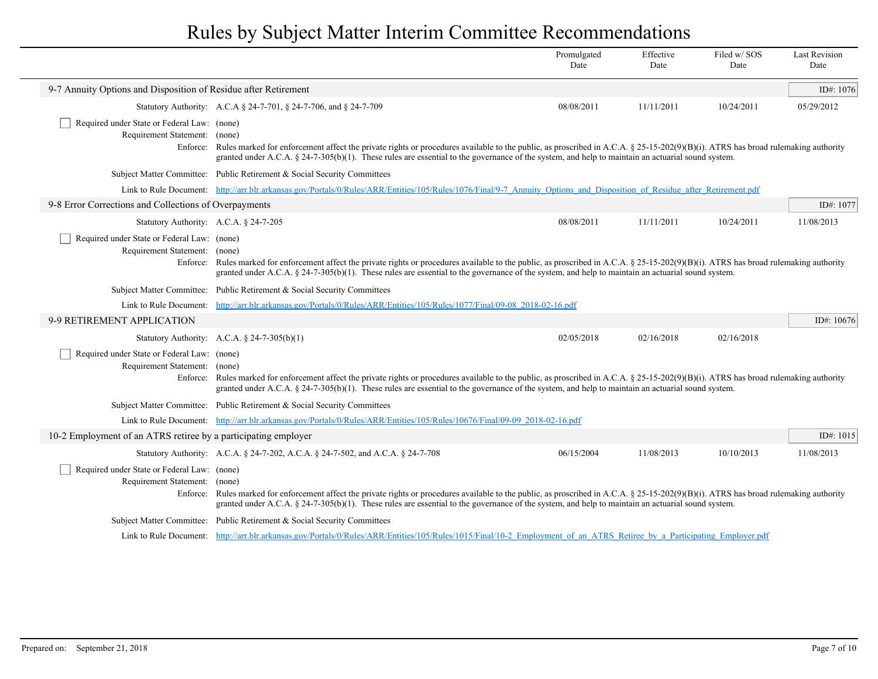# Rules by Subject Matter Interim Committee Recommendations

| | Promulgated Date | Effective Date | Filed w/ SOS Date | Last Revision Date |
|---|---|---|---|---|

## 9-7 Annuity Options and Disposition of Residue after Retirement

ID#: 1076

| Statutory Authority: A.C.A § 24-7-701, § 24-7-706, and § 24-7-709 | 08/08/2011 | 11/11/2011 | 10/24/2011 | 05/29/2012 |
|---|---|---|---|---|

- [ ] Required under State or Federal Law: (none)

Requirement Statement: (none)

Enforce: Rules marked for enforcement affect the private rights or procedures available to the public, as proscribed in A.C.A. § 25-15-202(9)(B)(i). ATRS has broad rulemaking authority granted under A.C.A. § 24-7-305(b)(1). These rules are essential to the governance of the system, and help to maintain an actuarial sound system.

Subject Matter Committee: Public Retirement & Social Security Committees

Link to Rule Document: http://arr.blr.arkansas.gov/Portals/0/Rules/ARR/Entities/105/Rules/1076/Final/9-7_Annuity_Options_and_Disposition_of_Residue_after_Retirement.pdf

## 9-8 Error Corrections and Collections of Overpayments

ID#: 1077

| Statutory Authority: A.C.A. § 24-7-205 | 08/08/2011 | 11/11/2011 | 10/24/2011 | 11/08/2013 |
|---|---|---|---|---|

- [ ] Required under State or Federal Law: (none)

Requirement Statement: (none)

Enforce: Rules marked for enforcement affect the private rights or procedures available to the public, as proscribed in A.C.A. § 25-15-202(9)(B)(i). ATRS has broad rulemaking authority granted under A.C.A. § 24-7-305(b)(1). These rules are essential to the governance of the system, and help to maintain an actuarial sound system.

Subject Matter Committee: Public Retirement & Social Security Committees

Link to Rule Document: http://arr.blr.arkansas.gov/Portals/0/Rules/ARR/Entities/105/Rules/1077/Final/09-08_2018-02-16.pdf

## 9-9 RETIREMENT APPLICATION

ID#: 10676

| Statutory Authority: A.C.A. § 24-7-305(b)(1) | 02/05/2018 | 02/16/2018 | 02/16/2018 | |
|---|---|---|---|---|

- [ ] Required under State or Federal Law: (none)

Requirement Statement: (none)

Enforce: Rules marked for enforcement affect the private rights or procedures available to the public, as proscribed in A.C.A. § 25-15-202(9)(B)(i). ATRS has broad rulemaking authority granted under A.C.A. § 24-7-305(b)(1). These rules are essential to the governance of the system, and help to maintain an actuarial sound system.

Subject Matter Committee: Public Retirement & Social Security Committees

Link to Rule Document: http://arr.blr.arkansas.gov/Portals/0/Rules/ARR/Entities/105/Rules/10676/Final/09-09_2018-02-16.pdf

## 10-2 Employment of an ATRS retiree by a participating employer

ID#: 1015

| Statutory Authority: A.C.A. § 24-7-202, A.C.A. § 24-7-502, and A.C.A. § 24-7-708 | 06/15/2004 | 11/08/2013 | 10/10/2013 | 11/08/2013 |
|---|---|---|---|---|

- [ ] Required under State or Federal Law: (none)

Requirement Statement: (none)

Enforce: Rules marked for enforcement affect the private rights or procedures available to the public, as proscribed in A.C.A. § 25-15-202(9)(B)(i). ATRS has broad rulemaking authority granted under A.C.A. § 24-7-305(b)(1). These rules are essential to the governance of the system, and help to maintain an actuarial sound system.

Subject Matter Committee: Public Retirement & Social Security Committees

Link to Rule Document: http://arr.blr.arkansas.gov/Portals/0/Rules/ARR/Entities/105/Rules/1015/Final/10-2_Employment_of_an_ATRS_Retiree_by_a_Participating_Employer.pdf

Prepared on: September 21, 2018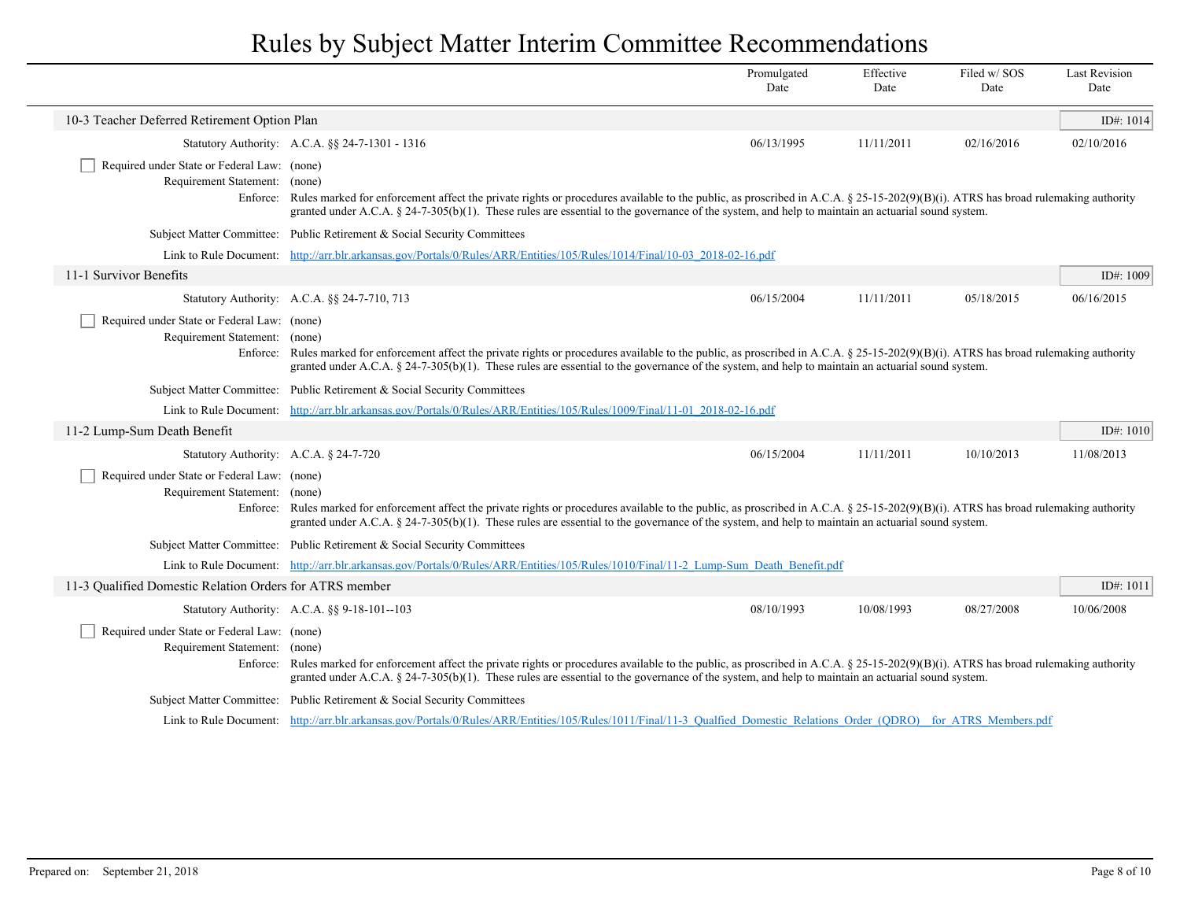# Rules by Subject Matter Interim Committee Recommendations

| | | Promulgated Date | Effective Date | Filed w/ SOS Date | Last Revision Date |
|---|---|---|---|---|---|

## 10-3 Teacher Deferred Retirement Option Plan

ID#: 1014

| | | Promulgated Date | Effective Date | Filed w/ SOS Date | Last Revision Date |
|---|---|---|---|---|---|
| Statutory Authority: | A.C.A. §§ 24-7-1301 - 1316 | 06/13/1995 | 11/11/2011 | 02/16/2016 | 02/10/2016 |

☐ Required under State or Federal Law: (none)

Requirement Statement: (none)

Enforce: Rules marked for enforcement affect the private rights or procedures available to the public, as proscribed in A.C.A. § 25-15-202(9)(B)(i). ATRS has broad rulemaking authority granted under A.C.A. § 24-7-305(b)(1). These rules are essential to the governance of the system, and help to maintain an actuarial sound system.

Subject Matter Committee: Public Retirement & Social Security Committees

Link to Rule Document: http://arr.blr.arkansas.gov/Portals/0/Rules/ARR/Entities/105/Rules/1014/Final/10-03_2018-02-16.pdf

## 11-1 Survivor Benefits

ID#: 1009

| | | Promulgated Date | Effective Date | Filed w/ SOS Date | Last Revision Date |
|---|---|---|---|---|---|
| Statutory Authority: | A.C.A. §§ 24-7-710, 713 | 06/15/2004 | 11/11/2011 | 05/18/2015 | 06/16/2015 |

☐ Required under State or Federal Law: (none)

Requirement Statement: (none)

Enforce: Rules marked for enforcement affect the private rights or procedures available to the public, as proscribed in A.C.A. § 25-15-202(9)(B)(i). ATRS has broad rulemaking authority granted under A.C.A. § 24-7-305(b)(1). These rules are essential to the governance of the system, and help to maintain an actuarial sound system.

Subject Matter Committee: Public Retirement & Social Security Committees

Link to Rule Document: http://arr.blr.arkansas.gov/Portals/0/Rules/ARR/Entities/105/Rules/1009/Final/11-01_2018-02-16.pdf

## 11-2 Lump-Sum Death Benefit

ID#: 1010

| | | Promulgated Date | Effective Date | Filed w/ SOS Date | Last Revision Date |
|---|---|---|---|---|---|
| Statutory Authority: | A.C.A. § 24-7-720 | 06/15/2004 | 11/11/2011 | 10/10/2013 | 11/08/2013 |

☐ Required under State or Federal Law: (none)

Requirement Statement: (none)

Enforce: Rules marked for enforcement affect the private rights or procedures available to the public, as proscribed in A.C.A. § 25-15-202(9)(B)(i). ATRS has broad rulemaking authority granted under A.C.A. § 24-7-305(b)(1). These rules are essential to the governance of the system, and help to maintain an actuarial sound system.

Subject Matter Committee: Public Retirement & Social Security Committees

Link to Rule Document: http://arr.blr.arkansas.gov/Portals/0/Rules/ARR/Entities/105/Rules/1010/Final/11-2_Lump-Sum_Death_Benefit.pdf

## 11-3 Qualified Domestic Relation Orders for ATRS member

ID#: 1011

| | | Promulgated Date | Effective Date | Filed w/ SOS Date | Last Revision Date |
|---|---|---|---|---|---|
| Statutory Authority: | A.C.A. §§ 9-18-101--103 | 08/10/1993 | 10/08/1993 | 08/27/2008 | 10/06/2008 |

☐ Required under State or Federal Law: (none)

Requirement Statement: (none)

Enforce: Rules marked for enforcement affect the private rights or procedures available to the public, as proscribed in A.C.A. § 25-15-202(9)(B)(i). ATRS has broad rulemaking authority granted under A.C.A. § 24-7-305(b)(1). These rules are essential to the governance of the system, and help to maintain an actuarial sound system.

Subject Matter Committee: Public Retirement & Social Security Committees

Link to Rule Document: http://arr.blr.arkansas.gov/Portals/0/Rules/ARR/Entities/105/Rules/1011/Final/11-3_Qualfied_Domestic_Relations_Order_(QDRO)__for_ATRS_Members.pdf

Prepared on: September 21, 2018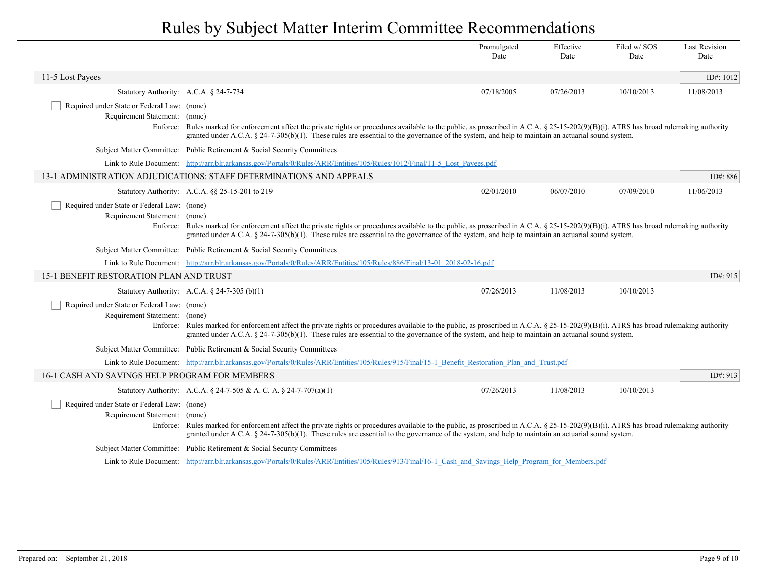# Rules by Subject Matter Interim Committee Recommendations

| | Promulgated Date | Effective Date | Filed w/ SOS Date | Last Revision Date |
|---|---|---|---|---|

## 11-5 Lost Payees

ID#: 1012

| | Promulgated Date | Effective Date | Filed w/ SOS Date | Last Revision Date |
|---|---|---|---|---|
| Statutory Authority: A.C.A. § 24-7-734 | 07/18/2005 | 07/26/2013 | 10/10/2013 | 11/08/2013 |

☐ Required under State or Federal Law: (none)

Requirement Statement: (none)

Enforce: Rules marked for enforcement affect the private rights or procedures available to the public, as proscribed in A.C.A. § 25-15-202(9)(B)(i). ATRS has broad rulemaking authority granted under A.C.A. § 24-7-305(b)(1). These rules are essential to the governance of the system, and help to maintain an actuarial sound system.

Subject Matter Committee: Public Retirement & Social Security Committees

Link to Rule Document: http://arr.blr.arkansas.gov/Portals/0/Rules/ARR/Entities/105/Rules/1012/Final/11-5_Lost_Payees.pdf

## 13-1 ADMINISTRATION ADJUDICATIONS: STAFF DETERMINATIONS AND APPEALS

ID#: 886

| | Promulgated Date | Effective Date | Filed w/ SOS Date | Last Revision Date |
|---|---|---|---|---|
| Statutory Authority: A.C.A. §§ 25-15-201 to 219 | 02/01/2010 | 06/07/2010 | 07/09/2010 | 11/06/2013 |

☐ Required under State or Federal Law: (none)

Requirement Statement: (none)

Enforce: Rules marked for enforcement affect the private rights or procedures available to the public, as proscribed in A.C.A. § 25-15-202(9)(B)(i). ATRS has broad rulemaking authority granted under A.C.A. § 24-7-305(b)(1). These rules are essential to the governance of the system, and help to maintain an actuarial sound system.

Subject Matter Committee: Public Retirement & Social Security Committees

Link to Rule Document: http://arr.blr.arkansas.gov/Portals/0/Rules/ARR/Entities/105/Rules/886/Final/13-01_2018-02-16.pdf

## 15-1 BENEFIT RESTORATION PLAN AND TRUST

ID#: 915

| | Promulgated Date | Effective Date | Filed w/ SOS Date | Last Revision Date |
|---|---|---|---|---|
| Statutory Authority: A.C.A. § 24-7-305 (b)(1) | 07/26/2013 | 11/08/2013 | 10/10/2013 | |

☐ Required under State or Federal Law: (none)

Requirement Statement: (none)

Enforce: Rules marked for enforcement affect the private rights or procedures available to the public, as proscribed in A.C.A. § 25-15-202(9)(B)(i). ATRS has broad rulemaking authority granted under A.C.A. § 24-7-305(b)(1). These rules are essential to the governance of the system, and help to maintain an actuarial sound system.

Subject Matter Committee: Public Retirement & Social Security Committees

Link to Rule Document: http://arr.blr.arkansas.gov/Portals/0/Rules/ARR/Entities/105/Rules/915/Final/15-1_Benefit_Restoration_Plan_and_Trust.pdf

## 16-1 CASH AND SAVINGS HELP PROGRAM FOR MEMBERS

ID#: 913

| | Promulgated Date | Effective Date | Filed w/ SOS Date | Last Revision Date |
|---|---|---|---|---|
| Statutory Authority: A.C.A. § 24-7-505 & A. C. A. § 24-7-707(a)(1) | 07/26/2013 | 11/08/2013 | 10/10/2013 | |

☐ Required under State or Federal Law: (none)

Requirement Statement: (none)

Enforce: Rules marked for enforcement affect the private rights or procedures available to the public, as proscribed in A.C.A. § 25-15-202(9)(B)(i). ATRS has broad rulemaking authority granted under A.C.A. § 24-7-305(b)(1). These rules are essential to the governance of the system, and help to maintain an actuarial sound system.

Subject Matter Committee: Public Retirement & Social Security Committees

Link to Rule Document: http://arr.blr.arkansas.gov/Portals/0/Rules/ARR/Entities/105/Rules/913/Final/16-1_Cash_and_Savings_Help_Program_for_Members.pdf

Prepared on: September 21, 2018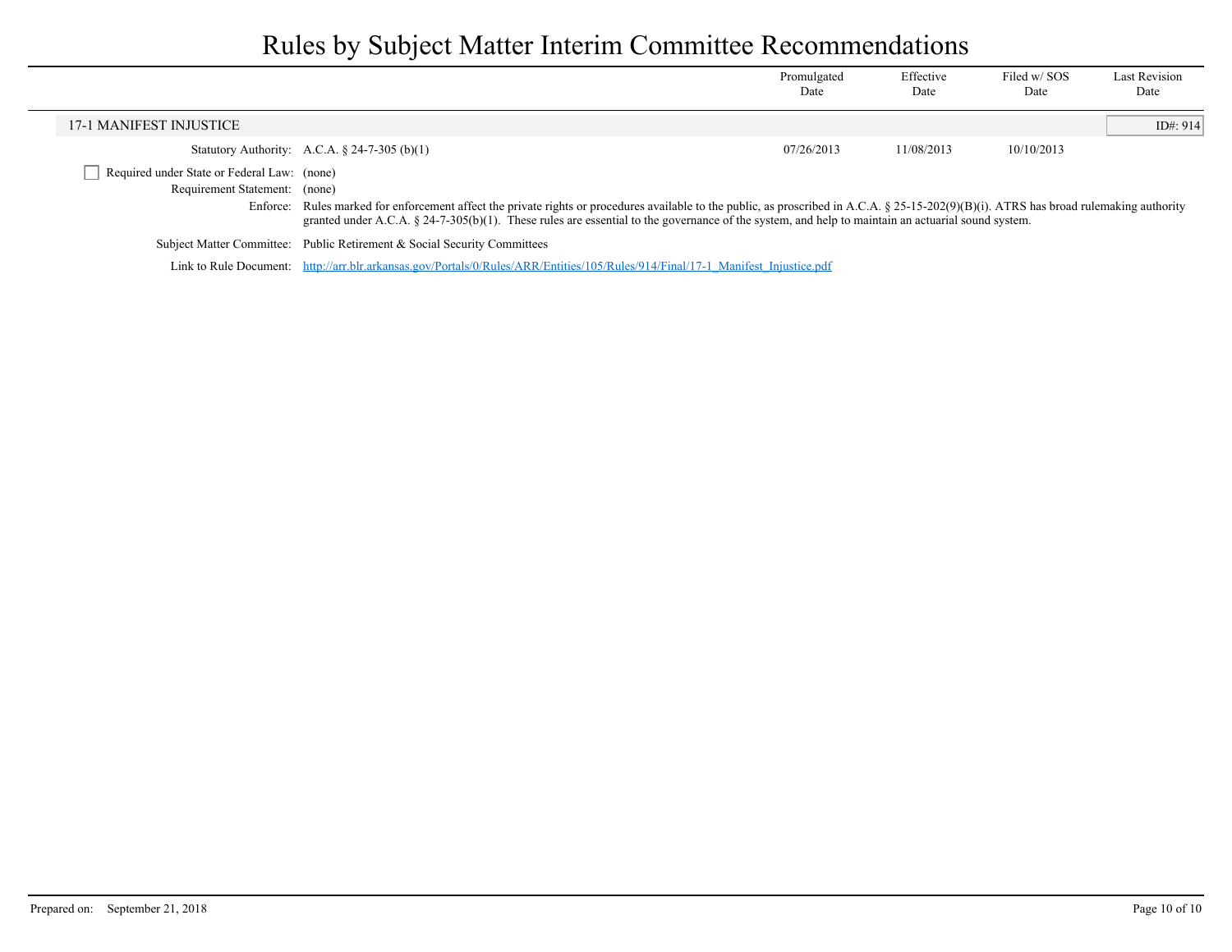# Rules by Subject Matter Interim Committee Recommendations

| | Promulgated Date | Effective Date | Filed w/ SOS Date | Last Revision Date |
|---|---|---|---|---|
| **17-1 MANIFEST INJUSTICE** — ID#: 914 | | | | |
| Statutory Authority: A.C.A. § 24-7-305 (b)(1) | 07/26/2013 | 11/08/2013 | 10/10/2013 | |

☐ Required under State or Federal Law: (none)

Requirement Statement: (none)

Enforce: Rules marked for enforcement affect the private rights or procedures available to the public, as proscribed in A.C.A. § 25-15-202(9)(B)(i). ATRS has broad rulemaking authority granted under A.C.A. § 24-7-305(b)(1). These rules are essential to the governance of the system, and help to maintain an actuarial sound system.

Subject Matter Committee: Public Retirement & Social Security Committees

Link to Rule Document: http://arr.blr.arkansas.gov/Portals/0/Rules/ARR/Entities/105/Rules/914/Final/17-1_Manifest_Injustice.pdf

Prepared on: September 21, 2018